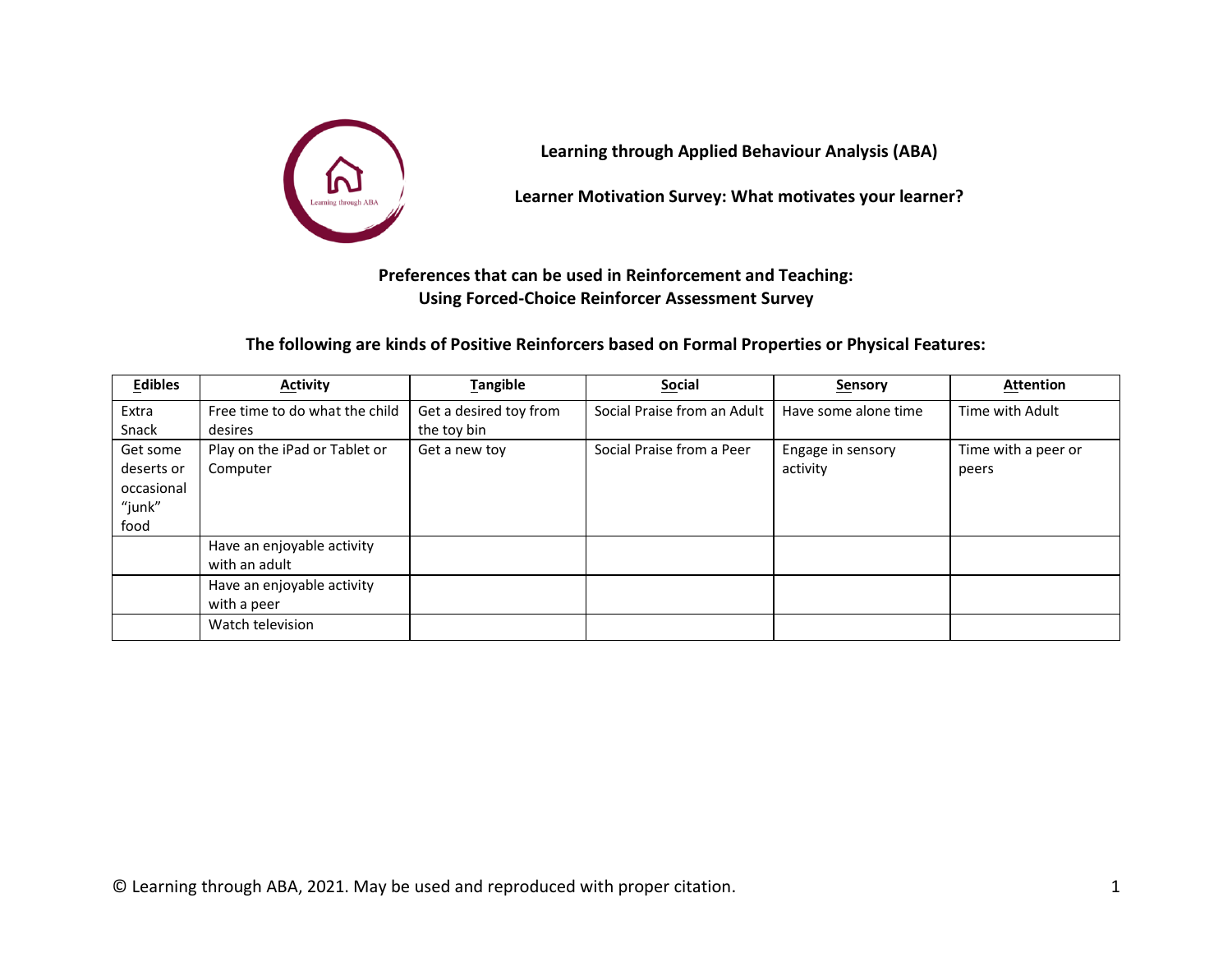**Learning through Applied Behaviour Analysis (ABA)**

**Learner Motivation Survey: What motivates your learner?**

**Preferences that can be used in Reinforcement and Teaching:**
**Using Forced-Choice Reinforcer Assessment Survey**

**The following are kinds of Positive Reinforcers based on Formal Properties or Physical Features:**

| Edibles | Activity | Tangible | Social | Sensory | Attention |
|---|---|---|---|---|---|
| Extra Snack | Free time to do what the child desires | Get a desired toy from the toy bin | Social Praise from an Adult | Have some alone time | Time with Adult |
| Get some deserts or occasional "junk" food | Play on the iPad or Tablet or Computer | Get a new toy | Social Praise from a Peer | Engage in sensory activity | Time with a peer or peers |
| | Have an enjoyable activity with an adult | | | | |
| | Have an enjoyable activity with a peer | | | | |
| | Watch television | | | | |

© Learning through ABA, 2021. May be used and reproduced with proper citation.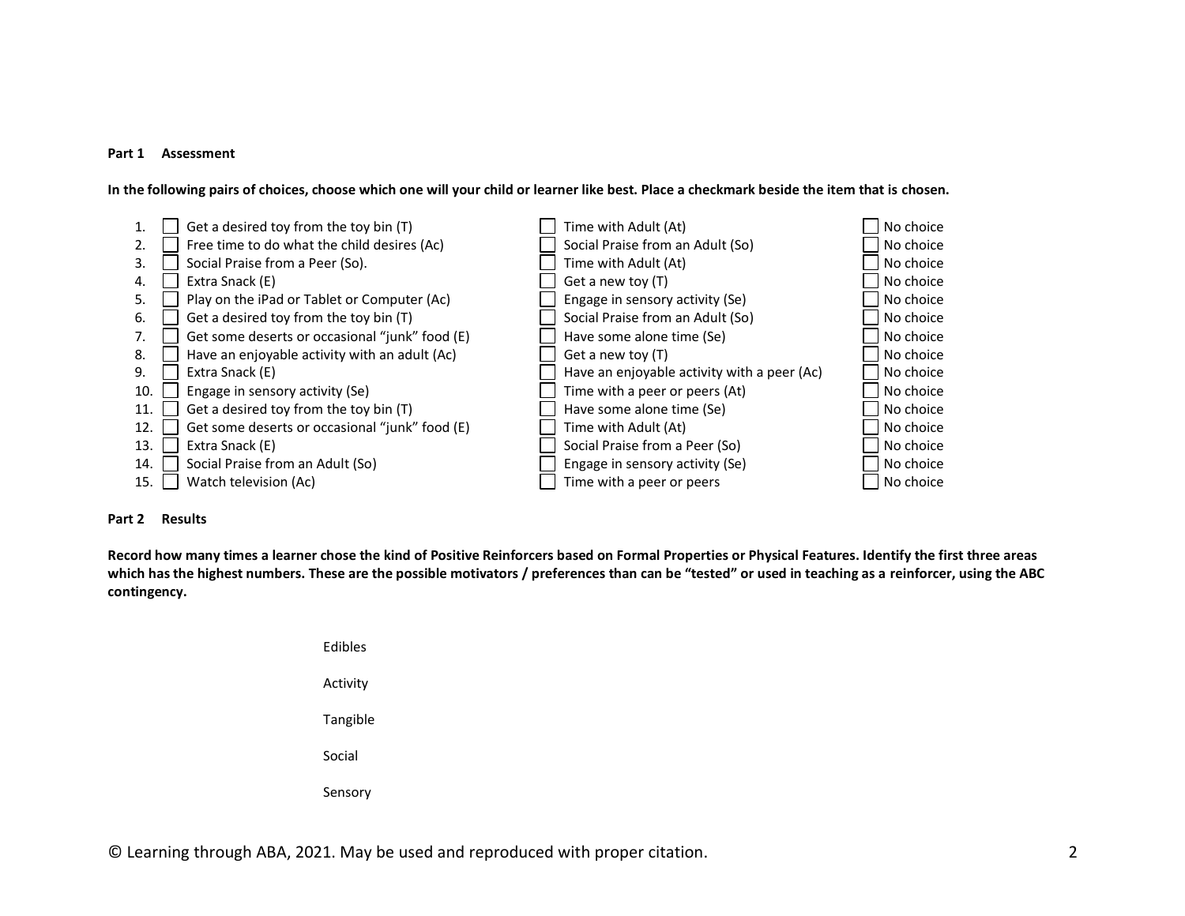**Part 1 Assessment**

**In the following pairs of choices, choose which one will your child or learner like best. Place a checkmark beside the item that is chosen.**

| # | Choice A | Choice B | |
|---|---|---|---|
| 1. | ☐ Get a desired toy from the toy bin (T) | ☐ Time with Adult (At) | ☐ No choice |
| 2. | ☐ Free time to do what the child desires (Ac) | ☐ Social Praise from an Adult (So) | ☐ No choice |
| 3. | ☐ Social Praise from a Peer (So). | ☐ Time with Adult (At) | ☐ No choice |
| 4. | ☐ Extra Snack (E) | ☐ Get a new toy (T) | ☐ No choice |
| 5. | ☐ Play on the iPad or Tablet or Computer (Ac) | ☐ Engage in sensory activity (Se) | ☐ No choice |
| 6. | ☐ Get a desired toy from the toy bin (T) | ☐ Social Praise from Adult (So) | ☐ No choice |
| 7. | ☐ Get some deserts or occasional "junk" food (E) | ☐ Have some alone time (Se) | ☐ No choice |
| 8. | ☐ Have an enjoyable activity with an adult (Ac) | ☐ Get a new toy (T) | ☐ No choice |
| 9. | ☐ Extra Snack (E) | ☐ Have an enjoyable activity with a peer (Ac) | ☐ No choice |
| 10. | ☐ Engage in sensory activity (Se) | ☐ Time with a peer or peers (At) | ☐ No choice |
| 11. | ☐ Get a desired toy from the toy bin (T) | ☐ Have some alone time (Se) | ☐ No choice |
| 12. | ☐ Get some deserts or occasional "junk" food (E) | ☐ Time with Adult (At) | ☐ No choice |
| 13. | ☐ Extra Snack (E) | ☐ Social Praise from a Peer (So) | ☐ No choice |
| 14. | ☐ Social Praise from an Adult (So) | ☐ Engage in sensory activity (Se) | ☐ No choice |
| 15. | ☐ Watch television (Ac) | ☐ Time with a peer or peers | ☐ No choice |

**Part 2 Results**

**Record how many times a learner chose the kind of Positive Reinforcers based on Formal Properties or Physical Features. Identify the first three areas which has the highest numbers. These are the possible motivators / preferences than can be "tested" or used in teaching as a reinforcer, using the ABC contingency.**

Edibles

Activity

Tangible

Social

Sensory

© Learning through ABA, 2021. May be used and reproduced with proper citation.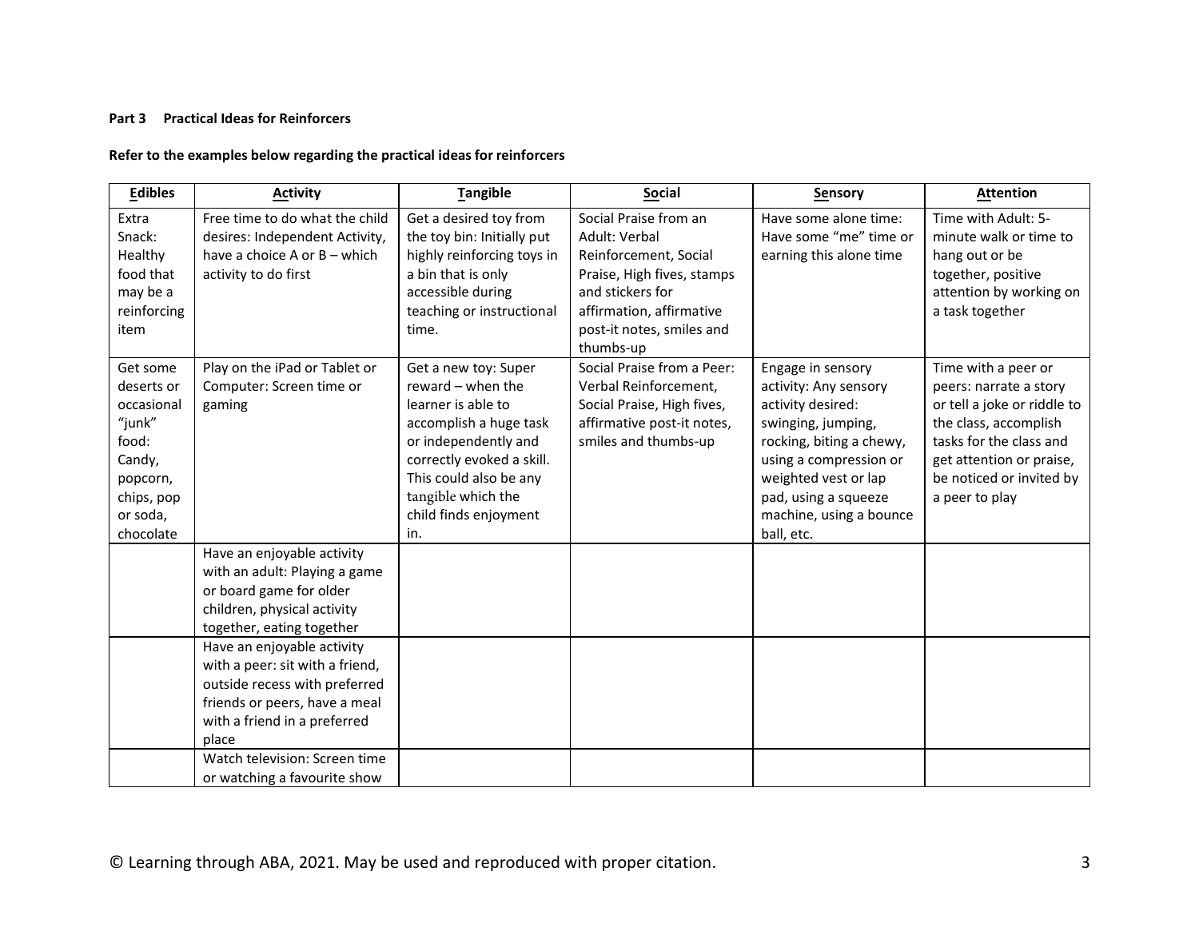**Part 3 Practical Ideas for Reinforcers**

**Refer to the examples below regarding the practical ideas for reinforcers**

| Edibles | Activity | Tangible | Social | Sensory | Attention |
|---|---|---|---|---|---|
| Extra Snack: Healthy food that may be a reinforcing item | Free time to do what the child desires: Independent Activity, have a choice A or B – which activity to do first | Get a desired toy from the toy bin: Initially put highly reinforcing toys in a bin that is only accessible during teaching or instructional time. | Social Praise from an Adult: Verbal Reinforcement, Social Praise, High fives, stamps and stickers for affirmation, affirmative post-it notes, smiles and thumbs-up | Have some alone time: Have some "me" time or earning this alone time | Time with Adult: 5-minute walk or time to hang out or be together, positive attention by working on a task together |
| Get some deserts or occasional "junk" food: Candy, popcorn, chips, pop or soda, chocolate | Play on the iPad or Tablet or Computer: Screen time or gaming | Get a new toy: Super reward – when the learner is able to accomplish a huge task or independently and correctly evoked a skill. This could also be any tangible which the child finds enjoyment in. | Social Praise from a Peer: Verbal Reinforcement, Social Praise, High fives, affirmative post-it notes, smiles and thumbs-up | Engage in sensory activity: Any sensory activity desired: swinging, jumping, rocking, biting a chewy, using a compression or weighted vest or lap pad, using a squeeze machine, using a bounce ball, etc. | Time with a peer or peers: narrate a story or tell a joke or riddle to the class, accomplish tasks for the class and get attention or praise, be noticed or invited by a peer to play |
| | Have an enjoyable activity with an adult: Playing a game or board game for older children, physical activity together, eating together | | | | |
| | Have an enjoyable activity with a peer: sit with a friend, outside recess with preferred friends or peers, have a meal with a friend in a preferred place | | | | |
| | Watch television: Screen time or watching a favourite show | | | | |

© Learning through ABA, 2021. May be used and reproduced with proper citation.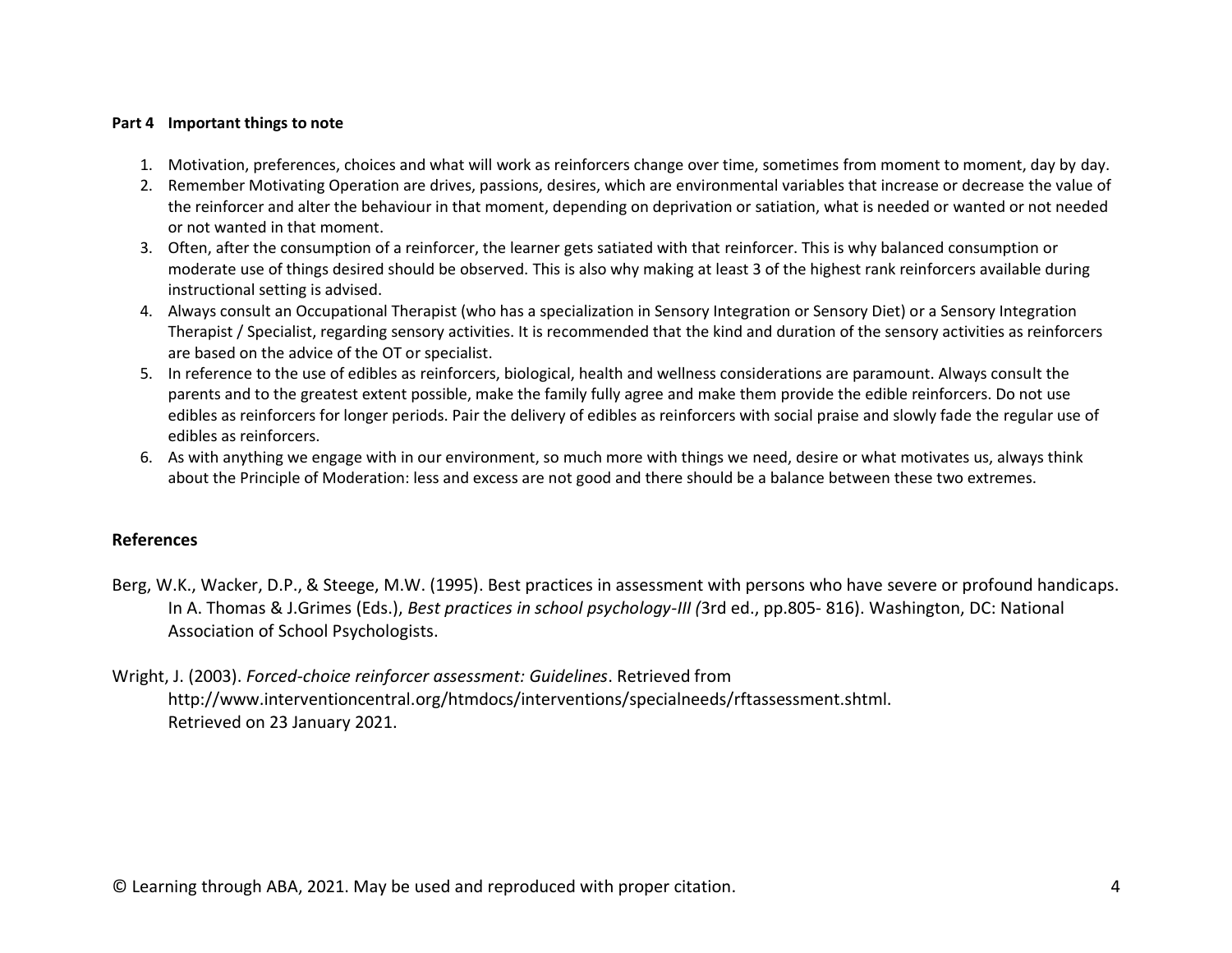**Part 4 Important things to note**

1. Motivation, preferences, choices and what will work as reinforcers change over time, sometimes from moment to moment, day by day.
2. Remember Motivating Operation are drives, passions, desires, which are environmental variables that increase or decrease the value of the reinforcer and alter the behaviour in that moment, depending on deprivation or satiation, what is needed or wanted or not needed or not wanted in that moment.
3. Often, after the consumption of a reinforcer, the learner gets satiated with that reinforcer. This is why balanced consumption or moderate use of things desired should be observed. This is also why making at least 3 of the highest rank reinforcers available during instructional setting is advised.
4. Always consult an Occupational Therapist (who has a specialization in Sensory Integration or Sensory Diet) or a Sensory Integration Therapist / Specialist, regarding sensory activities. It is recommended that the kind and duration of the sensory activities as reinforcers are based on the advice of the OT or specialist.
5. In reference to the use of edibles as reinforcers, biological, health and wellness considerations are paramount. Always consult the parents and to the greatest extent possible, make the family fully agree and make them provide the edible reinforcers. Do not use edibles as reinforcers for longer periods. Pair the delivery of edibles as reinforcers with social praise and slowly fade the regular use of edibles as reinforcers.
6. As with anything we engage with in our environment, so much more with things we need, desire or what motivates us, always think about the Principle of Moderation: less and excess are not good and there should be a balance between these two extremes.

## References

Berg, W.K., Wacker, D.P., & Steege, M.W. (1995). Best practices in assessment with persons who have severe or profound handicaps. In A. Thomas & J.Grimes (Eds.), *Best practices in school psychology-III (*3rd ed., pp.805- 816). Washington, DC: National Association of School Psychologists.

Wright, J. (2003). *Forced-choice reinforcer assessment: Guidelines*. Retrieved from http://www.interventioncentral.org/htmdocs/interventions/specialneeds/rftassessment.shtml. Retrieved on 23 January 2021.

© Learning through ABA, 2021. May be used and reproduced with proper citation.